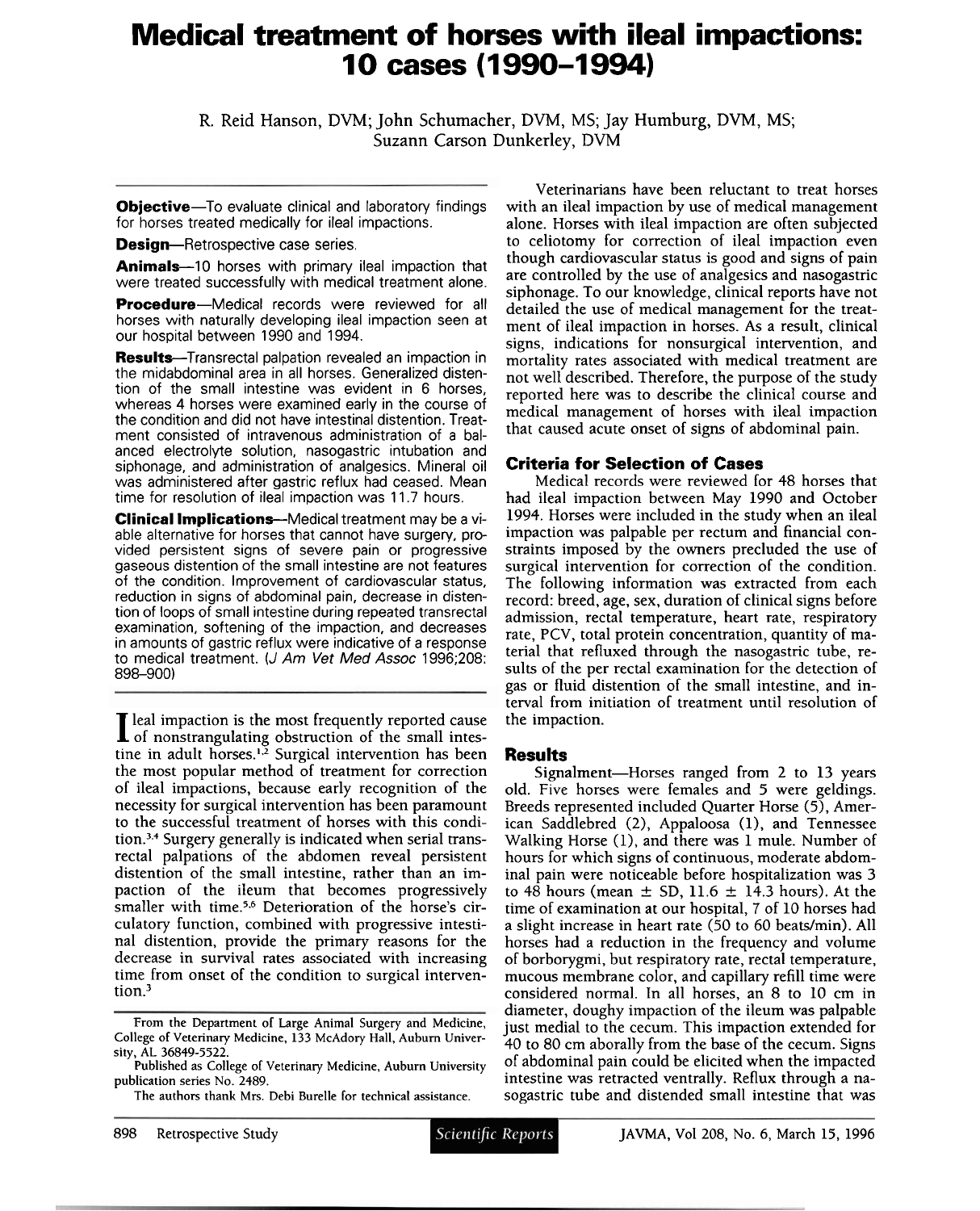# Medical treatment of horses with ileal impactions: 10 cases (1990–1994)

R. Reid Hanson, DVM; John Schumacher, DVM, MS; Jay Humburg, DVM, MS; Suzann Carson Dunkerley, DVM

**Objective**—To evaluate clinical and laboratory findings for horses treated medically for ileal impactions.

**Design**—Retrospective case series.

**Animals**—10 horses with primary ileal impaction that were treated successfully with medical treatment alone.

**Procedure**—Medical records were reviewed for all horses with naturally developing ileal impaction seen at our hospital between 1990 and 1994.

**Results**—Transrectal palpation revealed an impaction in the midabdominal area in all horses. Generalized distention of the small intestine was evident in 6 horses, whereas 4 horses were examined early in the course of the condition and did not have intestinal distention. Treatment consisted of intravenous administration of a balanced electrolyte solution, nasogastric intubation and siphonage, and administration of analgesics. Mineral oil was administered after gastric reflux had ceased. Mean time for resolution of ileal impaction was 11.7 hours.

**Clinical Implications**—Medical treatment may be a viable alternative for horses that cannot have surgery, provided persistent signs of severe pain or progressive gaseous distention of the small intestine are not features of the condition. Improvement of cardiovascular status, reduction in signs of abdominal pain, decrease in distention of loops of small intestine during repeated transrectal examination, softening of the impaction, and decreases in amounts of gastric reflux were indicative of a response to medical treatment. (*J Am Vet Med Assoc* 1996;208:898–900)

Ileal impaction is the most frequently reported cause of nonstrangulating obstruction of the small intestine in adult horses.[1,2] Surgical intervention has been the most popular method of treatment for correction of ileal impactions, because early recognition of the necessity for surgical intervention has been paramount to the successful treatment of horses with this condition.[3,4] Surgery generally is indicated when serial transrectal palpations of the abdomen reveal persistent distention of the small intestine, rather than an impaction of the ileum that becomes progressively smaller with time.[5,6] Deterioration of the horse's circulatory function, combined with progressive intestinal distention, provide the primary reasons for the decrease in survival rates associated with increasing time from onset of the condition to surgical intervention.[3]

From the Department of Large Animal Surgery and Medicine, College of Veterinary Medicine, 133 McAdory Hall, Auburn University, AL 36849-5522.

Published as College of Veterinary Medicine, Auburn University publication series No. 2489.

The authors thank Mrs. Debi Burelle for technical assistance.

Veterinarians have been reluctant to treat horses with an ileal impaction by use of medical management alone. Horses with ileal impaction are often subjected to celiotomy for correction of ileal impaction even though cardiovascular status is good and signs of pain are controlled by the use of analgesics and nasogastric siphonage. To our knowledge, clinical reports have not detailed the use of medical management for the treatment of ileal impaction in horses. As a result, clinical signs, indications for nonsurgical intervention, and mortality rates associated with medical treatment are not well described. Therefore, the purpose of the study reported here was to describe the clinical course and medical management of horses with ileal impaction that caused acute onset of signs of abdominal pain.

## Criteria for Selection of Cases

Medical records were reviewed for 48 horses that had ileal impaction between May 1990 and October 1994. Horses were included in the study when an ileal impaction was palpable per rectum and financial constraints imposed by the owners precluded the use of surgical intervention for correction of the condition. The following information was extracted from each record: breed, age, sex, duration of clinical signs before admission, rectal temperature, heart rate, respiratory rate, PCV, total protein concentration, quantity of material that refluxed through the nasogastric tube, results of the per rectal examination for the detection of gas or fluid distention of the small intestine, and interval from initiation of treatment until resolution of the impaction.

## Results

Signalment—Horses ranged from 2 to 13 years old. Five horses were females and 5 were geldings. Breeds represented included Quarter Horse (5), American Saddlebred (2), Appaloosa (1), and Tennessee Walking Horse (1), and there was 1 mule. Number of hours for which signs of continuous, moderate abdominal pain were noticeable before hospitalization was 3 to 48 hours (mean $\pm$ SD, 11.6 $\pm$ 14.3 hours). At the time of examination at our hospital, 7 of 10 horses had a slight increase in heart rate (50 to 60 beats/min). All horses had a reduction in the frequency and volume of borborygmi, but respiratory rate, rectal temperature, mucous membrane color, and capillary refill time were considered normal. In all horses, an 8 to 10 cm in diameter, doughy impaction of the ileum was palpable just medial to the cecum. This impaction extended for 40 to 80 cm aborally from the base of the cecum. Signs of abdominal pain could be elicited when the impacted intestine was retracted ventrally. Reflux through a nasogastric tube and distended small intestine that was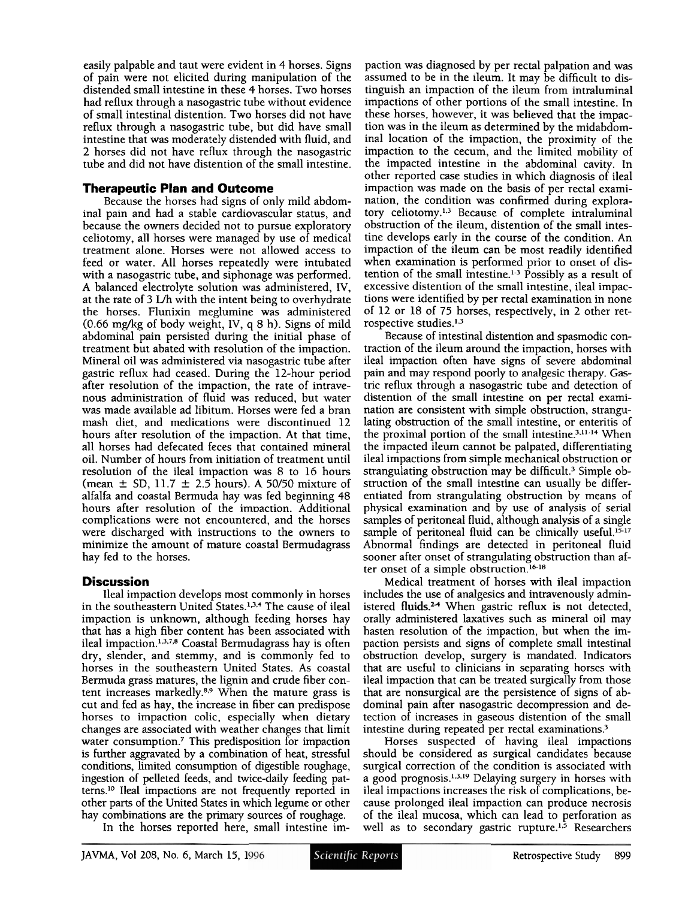easily palpable and taut were evident in 4 horses. Signs of pain were not elicited during manipulation of the distended small intestine in these 4 horses. Two horses had reflux through a nasogastric tube without evidence of small intestinal distention. Two horses did not have reflux through a nasogastric tube, but did have small intestine that was moderately distended with fluid, and 2 horses did not have reflux through the nasogastric tube and did not have distention of the small intestine.

## Therapeutic Plan and Outcome

Because the horses had signs of only mild abdominal pain and had a stable cardiovascular status, and because the owners decided not to pursue exploratory celiotomy, all horses were managed by use of medical treatment alone. Horses were not allowed access to feed or water. All horses repeatedly were intubated with a nasogastric tube, and siphonage was performed. A balanced electrolyte solution was administered, IV, at the rate of 3 L/h with the intent being to overhydrate the horses. Flunixin meglumine was administered (0.66 mg/kg of body weight, IV, q 8 h). Signs of mild abdominal pain persisted during the initial phase of treatment but abated with resolution of the impaction. Mineral oil was administered via nasogastric tube after gastric reflux had ceased. During the 12-hour period after resolution of the impaction, the rate of intravenous administration of fluid was reduced, but water was made available ad libitum. Horses were fed a bran mash diet, and medications were discontinued 12 hours after resolution of the impaction. At that time, all horses had defecated feces that contained mineral oil. Number of hours from initiation of treatment until resolution of the ileal impaction was 8 to 16 hours (mean ± SD, 11.7 ± 2.5 hours). A 50/50 mixture of alfalfa and coastal Bermuda hay was fed beginning 48 hours after resolution of the impaction. Additional complications were not encountered, and the horses were discharged with instructions to the owners to minimize the amount of mature coastal Bermudagrass hay fed to the horses.

## Discussion

Ileal impaction develops most commonly in horses in the southeastern United States.[1,3,4] The cause of ileal impaction is unknown, although feeding horses hay that has a high fiber content has been associated with ileal impaction.[1,3,7,8] Coastal Bermudagrass hay is often dry, slender, and stemmy, and is commonly fed to horses in the southeastern United States. As coastal Bermuda grass matures, the lignin and crude fiber content increases markedly.[8,9] When the mature grass is cut and fed as hay, the increase in fiber can predispose horses to impaction colic, especially when dietary changes are associated with weather changes that limit water consumption.[7] This predisposition for impaction is further aggravated by a combination of heat, stressful conditions, limited consumption of digestible roughage, ingestion of pelleted feeds, and twice-daily feeding patterns.[10] Ileal impactions are not frequently reported in other parts of the United States in which legume or other hay combinations are the primary sources of roughage.

In the horses reported here, small intestine impaction was diagnosed by per rectal palpation and was assumed to be in the ileum. It may be difficult to distinguish an impaction of the ileum from intraluminal impactions of other portions of the small intestine. In these horses, however, it was believed that the impaction was in the ileum as determined by the midabdominal location of the impaction, the proximity of the impaction to the cecum, and the limited mobility of the impacted intestine in the abdominal cavity. In other reported case studies in which diagnosis of ileal impaction was made on the basis of per rectal examination, the condition was confirmed during exploratory celiotomy.[1,3] Because of complete intraluminal obstruction of the ileum, distention of the small intestine develops early in the course of the condition. An impaction of the ileum can be most readily identified when examination is performed prior to onset of distention of the small intestine.[1-3] Possibly as a result of excessive distention of the small intestine, ileal impactions were identified by per rectal examination in none of 12 or 18 of 75 horses, respectively, in 2 other retrospective studies.[1,3]

Because of intestinal distention and spasmodic contraction of the ileum around the impaction, horses with ileal impaction often have signs of severe abdominal pain and may respond poorly to analgesic therapy. Gastric reflux through a nasogastric tube and detection of distention of the small intestine on per rectal examination are consistent with simple obstruction, strangulating obstruction of the small intestine, or enteritis of the proximal portion of the small intestine.[3,11-14] When the impacted ileum cannot be palpated, differentiating ileal impactions from simple mechanical obstruction or strangulating obstruction may be difficult.[3] Simple obstruction of the small intestine can usually be differentiated from strangulating obstruction by means of physical examination and by use of analysis of serial samples of peritoneal fluid, although analysis of a single sample of peritoneal fluid can be clinically useful.[15-17] Abnormal findings are detected in peritoneal fluid sooner after onset of strangulating obstruction than after onset of a simple obstruction.[16-18]

Medical treatment of horses with ileal impaction includes the use of analgesics and intravenously administered fluids.[2-4] When gastric reflux is not detected, orally administered laxatives such as mineral oil may hasten resolution of the impaction, but when the impaction persists and signs of complete small intestinal obstruction develop, surgery is mandated. Indicators that are useful to clinicians in separating horses with ileal impaction that can be treated surgically from those that are nonsurgical are the persistence of signs of abdominal pain after nasogastric decompression and detection of increases in gaseous distention of the small intestine during repeated per rectal examinations.[3]

Horses suspected of having ileal impactions should be considered as surgical candidates because surgical correction of the condition is associated with a good prognosis.[1,3,19] Delaying surgery in horses with ileal impactions increases the risk of complications, because prolonged ileal impaction can produce necrosis of the ileal mucosa, which can lead to perforation as well as to secondary gastric rupture.[1,5] Researchers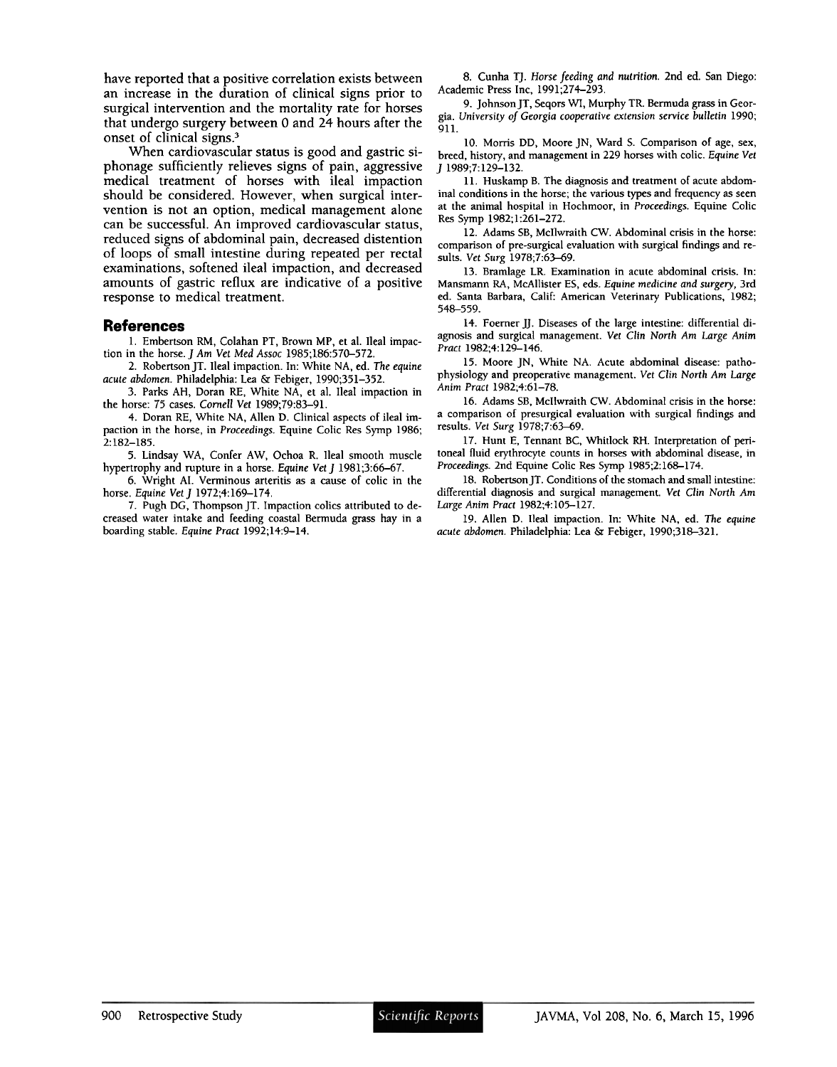have reported that a positive correlation exists between an increase in the duration of clinical signs prior to surgical intervention and the mortality rate for horses that undergo surgery between 0 and 24 hours after the onset of clinical signs.[3]

When cardiovascular status is good and gastric siphonage sufficiently relieves signs of pain, aggressive medical treatment of horses with ileal impaction should be considered. However, when surgical intervention is not an option, medical management alone can be successful. An improved cardiovascular status, reduced signs of abdominal pain, decreased distention of loops of small intestine during repeated per rectal examinations, softened ileal impaction, and decreased amounts of gastric reflux are indicative of a positive response to medical treatment.

## References

1. Embertson RM, Colahan PT, Brown MP, et al. Ileal impaction in the horse. *J Am Vet Med Assoc* 1985;186:570–572.
2. Robertson JT. Ileal impaction. In: White NA, ed. *The equine acute abdomen.* Philadelphia: Lea & Febiger, 1990;351–352.
3. Parks AH, Doran RE, White NA, et al. Ileal impaction in the horse: 75 cases. *Cornell Vet* 1989;79:83–91.
4. Doran RE, White NA, Allen D. Clinical aspects of ileal impaction in the horse, in *Proceedings.* Equine Colic Res Symp 1986; 2:182–185.
5. Lindsay WA, Confer AW, Ochoa R. Ileal smooth muscle hypertrophy and rupture in a horse. *Equine Vet J* 1981;3:66–67.
6. Wright AI. Verminous arteritis as a cause of colic in the horse. *Equine Vet J* 1972;4:169–174.
7. Pugh DG, Thompson JT. Impaction colics attributed to decreased water intake and feeding coastal Bermuda grass hay in a boarding stable. *Equine Pract* 1992;14:9–14.
8. Cunha TJ. *Horse feeding and nutrition.* 2nd ed. San Diego: Academic Press Inc, 1991;274–293.
9. Johnson JT, Seqors WI, Murphy TR. Bermuda grass in Georgia. *University of Georgia cooperative extension service bulletin* 1990; 911.
10. Morris DD, Moore JN, Ward S. Comparison of age, sex, breed, history, and management in 229 horses with colic. *Equine Vet J* 1989;7:129–132.
11. Huskamp B. The diagnosis and treatment of acute abdominal conditions in the horse; the various types and frequency as seen at the animal hospital in Hochmoor, in *Proceedings.* Equine Colic Res Symp 1982;1:261–272.
12. Adams SB, McIlwraith CW. Abdominal crisis in the horse: comparison of pre-surgical evaluation with surgical findings and results. *Vet Surg* 1978;7:63–69.
13. Bramlage LR. Examination in acute abdominal crisis. In: Mansmann RA, McAllister ES, eds. *Equine medicine and surgery,* 3rd ed. Santa Barbara, Calif: American Veterinary Publications, 1982; 548–559.
14. Foerner JJ. Diseases of the large intestine: differential diagnosis and surgical management. *Vet Clin North Am Large Anim Pract* 1982;4:129–146.
15. Moore JN, White NA. Acute abdominal disease: pathophysiology and preoperative management. *Vet Clin North Am Large Anim Pract* 1982;4:61–78.
16. Adams SB, McIlwraith CW. Abdominal crisis in the horse: a comparison of presurgical evaluation with surgical findings and results. *Vet Surg* 1978;7:63–69.
17. Hunt E, Tennant BC, Whitlock RH. Interpretation of peritoneal fluid erythrocyte counts in horses with abdominal disease, in *Proceedings.* 2nd Equine Colic Res Symp 1985;2:168–174.
18. Robertson JT. Conditions of the stomach and small intestine: differential diagnosis and surgical management. *Vet Clin North Am Large Anim Pract* 1982;4:105–127.
19. Allen D. Ileal impaction. In: White NA, ed. *The equine acute abdomen.* Philadelphia: Lea & Febiger, 1990;318–321.